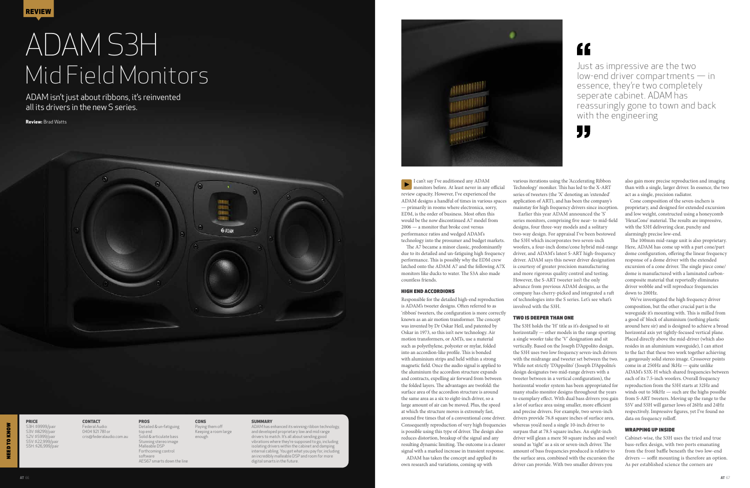REVIEW

# ADAM S3H Mid Field Monitors

ADAM isn't just about ribbons, it's reinvented all its drivers in the new S series.

**Review:** Brad Watts

> Just as impressive are the two low-end driver compartments — in essence, they're two completely seperate cabinet. ADAM has reassuringly gone to town and back with the engineering

I can't say I've auditioned any ADAM monitors before. At least never in any official review capacity. However, I've experienced the ADAM designs a handful of times in various spaces — primarily in rooms where electronica, sorry, EDM, is the order of business. Most often this would be the now discontinued A7 model from 2006 — a monitor that broke cost versus performance ratios and wedged ADAM's technology into the prosumer and budget markets.

The A7 became a minor classic, predominantly due to its detailed and un-fatiguing high frequency performance. This is possibly why the EDM crew latched onto the ADAM A7 and the following A7X monitors like ducks to water. The S3A also made countless friends.

### HIGH END ACCORDIONS

Responsible for the detailed high-end reproduction is ADAM's tweeter designs. Often referred to as 'ribbon' tweeters, the configuration is more correctly known as an air motion transformer. The concept was invented by Dr Oskar Heil, and patented by Oskar in 1973, so this isn't new technology. Air motion transformers, or AMTs, use a material such as polyethylene, polyester or mylar, folded into an accordion-like profile. This is bonded with aluminium strips and held within a strong magnetic field. Once the audio signal is applied to the aluminium the accordion structure expands and contracts, expelling air forward from between the folded layers. The advantages are twofold: the surface area of the accordion structure is around the same area as a six to eight-inch driver, so a large amount of air can be moved. Plus, the speed at which the structure moves is extremely fast, around five times that of a conventional cone driver. Consequently reproduction of very high frequencies is possible using this type of driver. The design also reduces distortion, breakup of the signal and any resulting dynamic limiting. The outcome is a clearer signal with a marked increase in transient response.

ADAM has taken the concept and applied its own research and variations, coming up with various iterations using the 'Accelerating Ribbon Technology' moniker. This has led to the X-ART series of tweeters (the 'X' denoting an 'extended' application of ART), and has been the company's mainstay for high frequency drivers since inception.

Earlier this year ADAM announced the 'S' series monitors, comprising five near- to mid-field designs, four three-way models and a solitary two-way design. For appraisal I've been bestowed the S3H which incorporates two seven-inch woofers, a four-inch dome/cone hybrid mid-range driver, and ADAM's latest S-ART high-frequency driver. ADAM says this newer driver designation is courtesy of greater precision manufacturing and more rigorous quality control and testing. However, the S-ART tweeter isn't the only advance from previous ADAM designs, as the company has cherry-picked and integrated a raft of technologies into the S series. Let's see what's involved with the S3H.

### TWO IS DEEPER THAN ONE

The S3H holds the 'H' title as it's designed to sit horizontally — other models in the range sporting a single woofer take the 'V' designation and sit vertically. Based on the Joseph D'Appolito design, the S3H uses two low frequency seven-inch drivers with the midrange and tweeter set between the two. While not strictly 'D'Appolito' (Joseph D'Appolito's design designates two mid-range drivers with a tweeter between in a vertical configuration), the horizontal woofer system has been appropriated for many studio monitor designs throughout the years to exemplary effect. With dual bass drivers you gain a lot of surface area using smaller, more efficient and precise drivers. For example, two seven-inch drivers provide 76.8 square inches of surface area, whereas you'd need a single 10-inch driver to surpass that at 78.5 square inches. An eight-inch driver will glean a mere 50 square inches and won't sound as 'tight' as a six or seven-inch driver. The amount of bass frequencies produced is relative to the surface area, combined with the excursion the driver can provide. With two smaller drivers you also gain more precise reproduction and imaging than with a single, larger driver. In essence, the two act as a single, precision radiator.

Cone composition of the seven-inchers is proprietary, and designed for extended excursion and low weight, constructed using a honeycomb 'HexaCone' material. The results are impressive, with the S3H delivering clear, punchy and alarmingly precise low-end.

The 100mm mid-range unit is also proprietary. Here, ADAM has come up with a part cone/part dome configuration, offering the linear frequency response of a dome driver with the extended excursion of a cone driver. The single piece cone/dome is manufactured with a laminated carbon-composite material that reportedly eliminates driver wobble and will reproduce frequencies down to 200Hz.

We've investigated the high frequency driver composition, but the other crucial part is the waveguide it's mounting with. This is milled from a good ol' block of aluminium (nothing plastic around here sir) and is designed to achieve a broad horizontal axis yet tightly-focused vertical plane. Placed directly above the mid-driver (which also resides in an aluminium waveguide), I can attest to the fact that these two work together achieving a gorgeously solid stereo image. Crossover points come in at 250Hz and 3kHz — quite unlike ADAM's S3X-H which shared frequencies between each of its 7.5-inch woofers. Overall frequency reproduction from the S3H starts at 32Hz and winds out to 50kHz — such are the highs possible from S-ART tweeters. Moving up the range to the S5V and S5H will garner lows of 26Hz and 24Hz respectively. Impressive figures, yet I've found no data on frequency rolloff.

### WRAPPING UP INSIDE

Cabinet-wise, the S3H uses the tried and true bass-reflex design, with two ports emanating from the front baffle beneath the two low-end drivers — soffit mounting is therefore an option. As per established science the corners are

---

**NEED TO KNOW**

**PRICE**
S3H: $9999/pair
S3V: $8299/pair
S2V: $5999/pair
S5V: $22,999/pair
S5H: $26,999/pair

**CONTACT**
Federal Audio:
0404 921 781 or
cris@federalaudio.com.au

**PROS**
Detailed & un-fatiguing top end
Solid & articulate bass
Stunning stereo image
Malleable DSP
Forthcoming control software
AES67 smarts down the line

**CONS**
Paying them off
Keeping a room large enough

**SUMMARY**
ADAM has enhanced its winning ribbon technology, and developed proprietary low and mid range drivers to match. It's all about sending good vibrations where they're supposed to go, including isolating drivers within the cabinet and damping internal cabling. You get what you pay for, including an incredibly malleable DSP and room for more digital smarts in the future.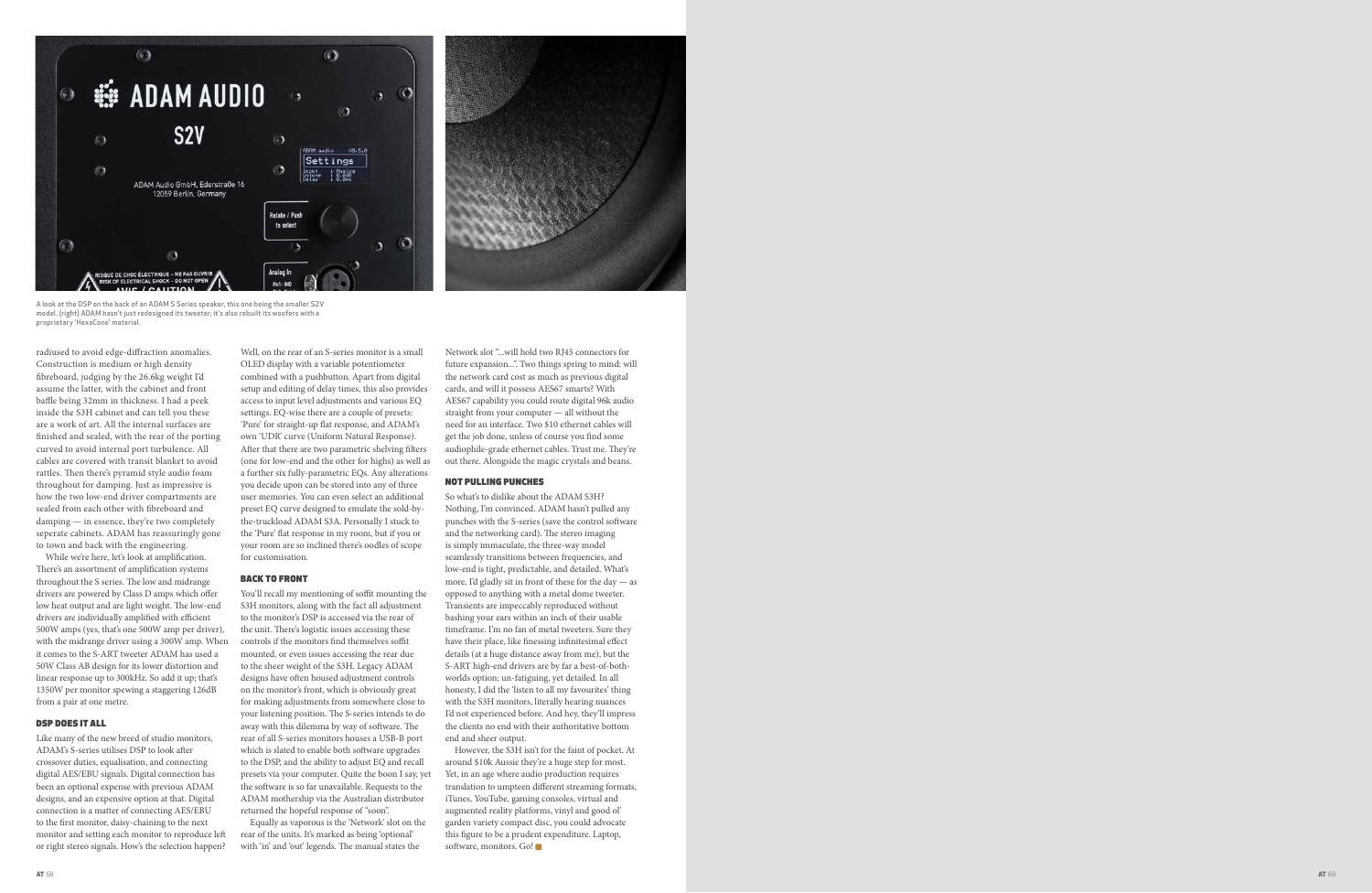A look at the DSP on the back of an ADAM S Series speaker, this one being the smaller S2V model. (right) ADAM hasn't just redesigned its tweeter, it's also rebuilt its woofers with a proprietary 'HexaCone' material.

radiused to avoid edge-diffraction anomalies. Construction is medium or high density fibreboard, judging by the 26.6kg weight I'd assume the latter, with the cabinet and front baffle being 32mm in thickness. I had a peek inside the S3H cabinet and can tell you these are a work of art. All the internal surfaces are finished and sealed, with the rear of the porting curved to avoid internal port turbulence. All cables are covered with transit blanket to avoid rattles. Then there's pyramid style audio foam throughout for damping. Just as impressive is how the two low-end driver compartments are sealed from each other with fibreboard and damping — in essence, they're two completely seperate cabinets. ADAM has reassuringly gone to town and back with the engineering.

While we're here, let's look at amplification. There's an assortment of amplification systems throughout the S series. The low and midrange drivers are powered by Class D amps which offer low heat output and are light weight. The low-end drivers are individually amplified with efficient 500W amps (yes, that's one 500W amp per driver), with the midrange driver using a 300W amp. When it comes to the S-ART tweeter ADAM has used a 50W Class AB design for its lower distortion and linear response up to 300kHz. So add it up; that's 1350W per monitor spewing a staggering 126dB from a pair at one metre.

## DSP DOES IT ALL

Like many of the new breed of studio monitors, ADAM's S-series utilises DSP to look after crossover duties, equalisation, and connecting digital AES/EBU signals. Digital connection has been an optional expense with previous ADAM designs, and an expensive option at that. Digital connection is a matter of connecting AES/EBU to the first monitor, daisy-chaining to the next monitor and setting each monitor to reproduce left or right stereo signals. How's the selection happen? Well, on the rear of an S-series monitor is a small OLED display with a variable potentiometer combined with a pushbutton. Apart from digital setup and editing of delay times, this also provides access to input level adjustments and various EQ settings. EQ-wise there are a couple of presets: 'Pure' for straight-up flat response, and ADAM's own 'UDR' curve (Uniform Natural Response). After that there are two parametric shelving filters (one for low-end and the other for highs) as well as a further six fully-parametric EQs. Any alterations you decide upon can be stored into any of three user memories. You can even select an additional preset EQ curve designed to emulate the sold-by-the-truckload ADAM S3A. Personally I stuck to the 'Pure' flat response in my room, but if you or your room are so inclined there's oodles of scope for customisation.

## BACK TO FRONT

You'll recall my mentioning of soffit mounting the S3H monitors, along with the fact all adjustment to the monitor's DSP is accessed via the rear of the unit. There's logistic issues accessing these controls if the monitors find themselves soffit mounted, or even issues accessing the rear due to the sheer weight of the S3H. Legacy ADAM designs have often housed adjustment controls on the monitor's front, which is obviously great for making adjustments from somewhere close to your listening position. The S-series intends to do away with this dilemma by way of software. The rear of all S-series monitors houses a USB-B port which is slated to enable both software upgrades to the DSP, and the ability to adjust EQ and recall presets via your computer. Quite the boon I say, yet the software is so far unavailable. Requests to the ADAM mothership via the Australian distributor returned the hopeful response of "soon".

Equally as vaporous is the 'Network' slot on the rear of the units. It's marked as being 'optional' with 'in' and 'out' legends. The manual states the Network slot "...will hold two RJ45 connectors for future expansion...". Two things spring to mind: will the network card cost as much as previous digital cards, and will it possess AES67 smarts? With AES67 capability you could route digital 96k audio straight from your computer — all without the need for an interface. Two $10 ethernet cables will get the job done, unless of course you find some audiophile-grade ethernet cables. Trust me. They're out there. Alongside the magic crystals and beans.

## NOT PULLING PUNCHES

So what's to dislike about the ADAM S3H? Nothing, I'm convinced. ADAM hasn't pulled any punches with the S-series (save the control software and the networking card). The stereo imaging is simply immaculate, the three-way model seamlessly transitions between frequencies, and low-end is tight, predictable, and detailed. What's more, I'd gladly sit in front of these for the day — as opposed to anything with a metal dome tweeter. Transients are impeccably reproduced without bashing your ears within an inch of their usable timeframe. I'm no fan of metal tweeters. Sure they have their place, like finessing infinitesimal effect details (at a huge distance away from me), but the S-ART high-end drivers are by far a best-of-both-worlds option; un-fatiguing, yet detailed. In all honesty, I did the 'listen to all my favourites' thing with the S3H monitors, literally hearing nuances I'd not experienced before. And hey, they'll impress the clients no end with their authoritative bottom end and sheer output.

However, the S3H isn't for the faint of pocket. At around $10k Aussie they're a huge step for most. Yet, in an age where audio production requires translation to umpteen different streaming formats, iTunes, YouTube, gaming consoles, virtual and augmented reality platforms, vinyl and good ol' garden variety compact disc, you could advocate this figure to be a prudent expenditure. Laptop, software, monitors. Go!